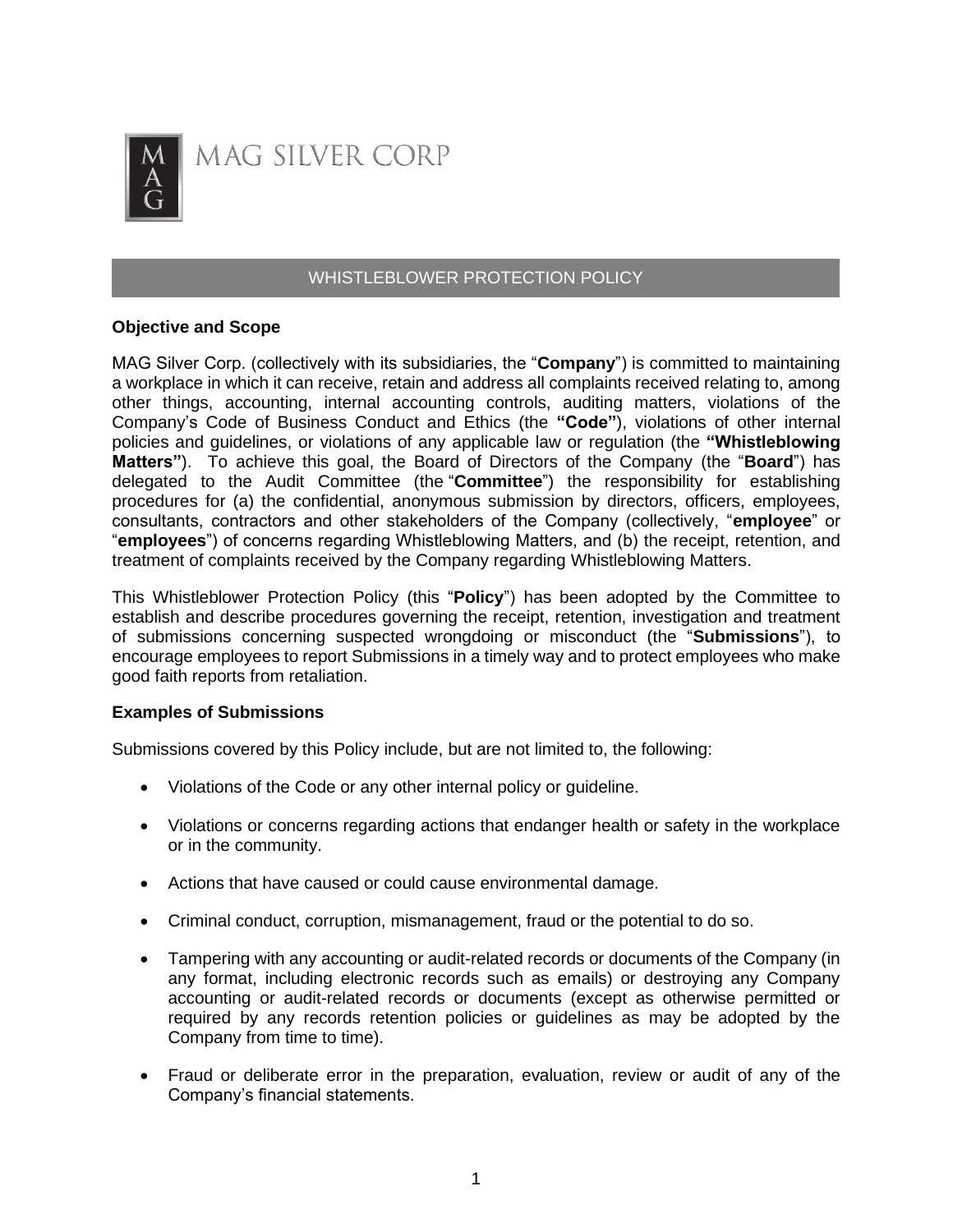MAG SILVER CORP

# WHISTLEBLOWER PROTECTION POLICY

## Objective and Scope

MAG Silver Corp. (collectively with its subsidiaries, the "**Company**") is committed to maintaining a workplace in which it can receive, retain and address all complaints received relating to, among other things, accounting, internal accounting controls, auditing matters, violations of the Company's Code of Business Conduct and Ethics (the **"Code"**), violations of other internal policies and guidelines, or violations of any applicable law or regulation (the **"Whistleblowing Matters"**). To achieve this goal, the Board of Directors of the Company (the "**Board**") has delegated to the Audit Committee (the "**Committee**") the responsibility for establishing procedures for (a) the confidential, anonymous submission by directors, officers, employees, consultants, contractors and other stakeholders of the Company (collectively, "**employee**" or "**employees**") of concerns regarding Whistleblowing Matters, and (b) the receipt, retention, and treatment of complaints received by the Company regarding Whistleblowing Matters.

This Whistleblower Protection Policy (this "**Policy**") has been adopted by the Committee to establish and describe procedures governing the receipt, retention, investigation and treatment of submissions concerning suspected wrongdoing or misconduct (the "**Submissions**"), to encourage employees to report Submissions in a timely way and to protect employees who make good faith reports from retaliation.

## Examples of Submissions

Submissions covered by this Policy include, but are not limited to, the following:

- Violations of the Code or any other internal policy or guideline.
- Violations or concerns regarding actions that endanger health or safety in the workplace or in the community.
- Actions that have caused or could cause environmental damage.
- Criminal conduct, corruption, mismanagement, fraud or the potential to do so.
- Tampering with any accounting or audit-related records or documents of the Company (in any format, including electronic records such as emails) or destroying any Company accounting or audit-related records or documents (except as otherwise permitted or required by any records retention policies or guidelines as may be adopted by the Company from time to time).
- Fraud or deliberate error in the preparation, evaluation, review or audit of any of the Company's financial statements.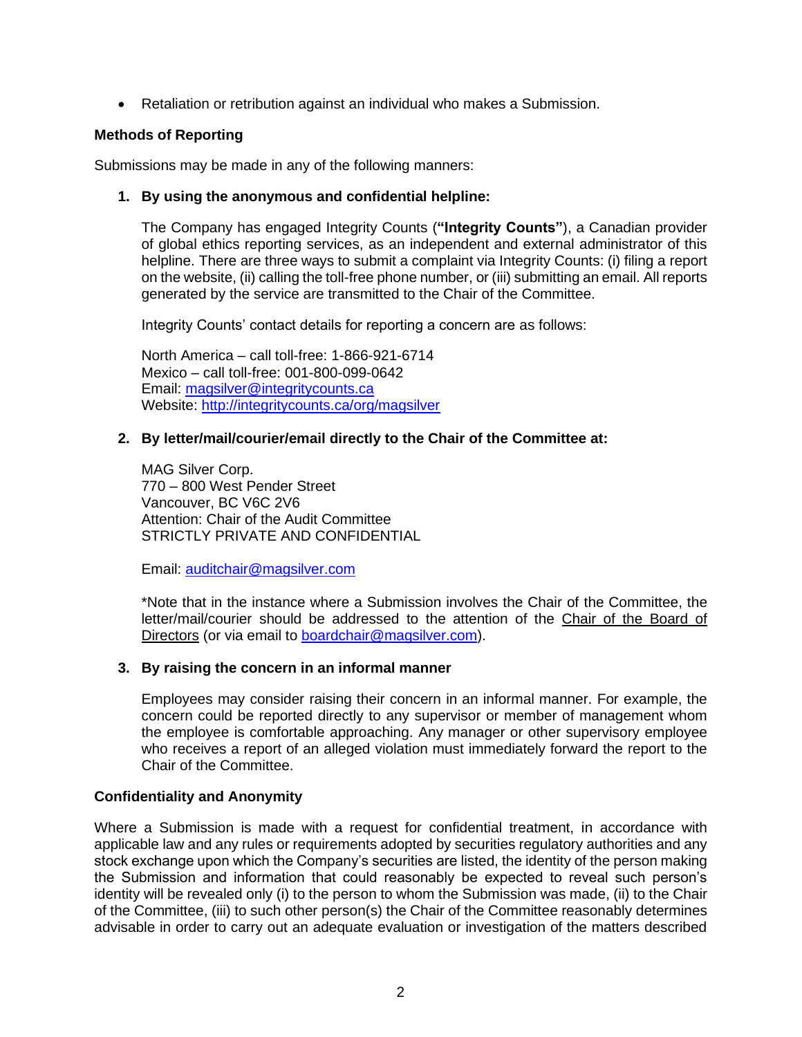- Retaliation or retribution against an individual who makes a Submission.

**Methods of Reporting**

Submissions may be made in any of the following manners:

1. **By using the anonymous and confidential helpline:**

   The Company has engaged Integrity Counts (**"Integrity Counts"**), a Canadian provider of global ethics reporting services, as an independent and external administrator of this helpline. There are three ways to submit a complaint via Integrity Counts: (i) filing a report on the website, (ii) calling the toll-free phone number, or (iii) submitting an email. All reports generated by the service are transmitted to the Chair of the Committee.

   Integrity Counts' contact details for reporting a concern are as follows:

   North America – call toll-free: 1-866-921-6714
   Mexico – call toll-free: 001-800-099-0642
   Email: [magsilver@integritycounts.ca](mailto:magsilver@integritycounts.ca)
   Website: [http://integritycounts.ca/org/magsilver](http://integritycounts.ca/org/magsilver)

2. **By letter/mail/courier/email directly to the Chair of the Committee at:**

   MAG Silver Corp.
   770 – 800 West Pender Street
   Vancouver, BC V6C 2V6
   Attention: Chair of the Audit Committee
   STRICTLY PRIVATE AND CONFIDENTIAL

   Email: [auditchair@magsilver.com](mailto:auditchair@magsilver.com)

   *Note that in the instance where a Submission involves the Chair of the Committee, the letter/mail/courier should be addressed to the attention of the Chair of the Board of Directors (or via email to [boardchair@magsilver.com](mailto:boardchair@magsilver.com)).

3. **By raising the concern in an informal manner**

   Employees may consider raising their concern in an informal manner. For example, the concern could be reported directly to any supervisor or member of management whom the employee is comfortable approaching. Any manager or other supervisory employee who receives a report of an alleged violation must immediately forward the report to the Chair of the Committee.

**Confidentiality and Anonymity**

Where a Submission is made with a request for confidential treatment, in accordance with applicable law and any rules or requirements adopted by securities regulatory authorities and any stock exchange upon which the Company's securities are listed, the identity of the person making the Submission and information that could reasonably be expected to reveal such person's identity will be revealed only (i) to the person to whom the Submission was made, (ii) to the Chair of the Committee, (iii) to such other person(s) the Chair the Committee reasonably determines advisable in order to carry out an adequate evaluation or investigation of the matters described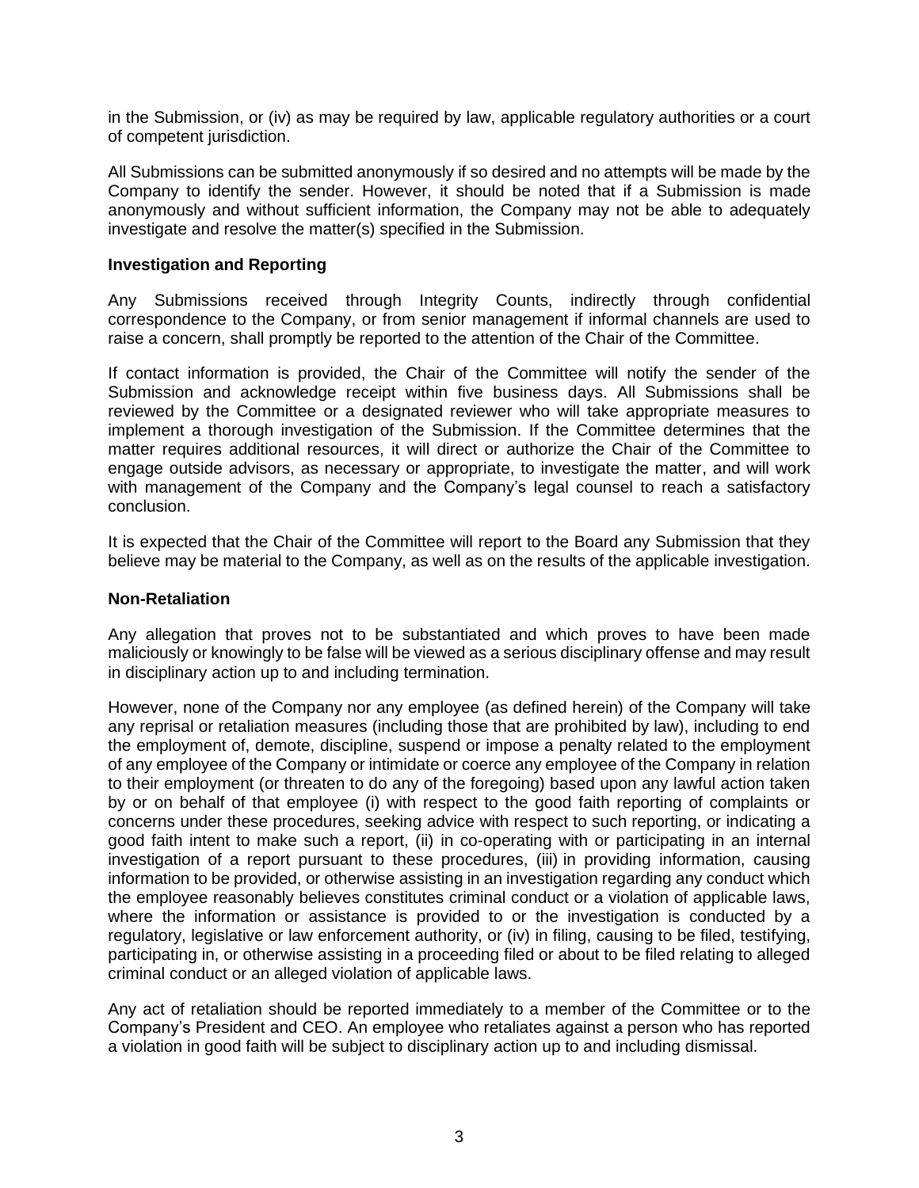in the Submission, or (iv) as may be required by law, applicable regulatory authorities or a court of competent jurisdiction.

All Submissions can be submitted anonymously if so desired and no attempts will be made by the Company to identify the sender. However, it should be noted that if a Submission is made anonymously and without sufficient information, the Company may not be able to adequately investigate and resolve the matter(s) specified in the Submission.

**Investigation and Reporting**

Any Submissions received through Integrity Counts, indirectly through confidential correspondence to the Company, or from senior management if informal channels are used to raise a concern, shall promptly be reported to the attention of the Chair of the Committee.

If contact information is provided, the Chair of the Committee will notify the sender of the Submission and acknowledge receipt within five business days. All Submissions shall be reviewed by the Committee or a designated reviewer who will take appropriate measures to implement a thorough investigation of the Submission. If the Committee determines that the matter requires additional resources, it will direct or authorize the Chair of the Committee to engage outside advisors, as necessary or appropriate, to investigate the matter, and will work with management of the Company and the Company's legal counsel to reach a satisfactory conclusion.

It is expected that the Chair of the Committee will report to the Board any Submission that they believe may be material to the Company, as well as on the results of the applicable investigation.

**Non-Retaliation**

Any allegation that proves not to be substantiated and which proves to have been made maliciously or knowingly to be false will be viewed as a serious disciplinary offense and may result in disciplinary action up to and including termination.

However, none of the Company nor any employee (as defined herein) of the Company will take any reprisal or retaliation measures (including those that are prohibited by law), including to end the employment of, demote, discipline, suspend or impose a penalty related to the employment of any employee of the Company or intimidate or coerce any employee of the Company in relation to their employment (or threaten to do any of the foregoing) based upon any lawful action taken by or on behalf of that employee (i) with respect to the good faith reporting of complaints or concerns under these procedures, seeking advice with respect to such reporting, or indicating a good faith intent to make such a report, (ii) in co-operating with or participating in an internal investigation of a report pursuant to these procedures, (iii) in providing information, causing information to be provided, or otherwise assisting in an investigation regarding any conduct which the employee reasonably believes constitutes criminal conduct or a violation of applicable laws, where the information or assistance is provided to or the investigation is conducted by a regulatory, legislative or law enforcement authority, or (iv) in filing, causing to be filed, testifying, participating in, or otherwise assisting in a proceeding filed or about to be filed relating to alleged criminal conduct or an alleged violation of applicable laws.

Any act of retaliation should be reported immediately to a member of the Committee or to the Company's President and CEO. An employee who retaliates against a person who has reported a violation in good faith will be subject to disciplinary action up to and including dismissal.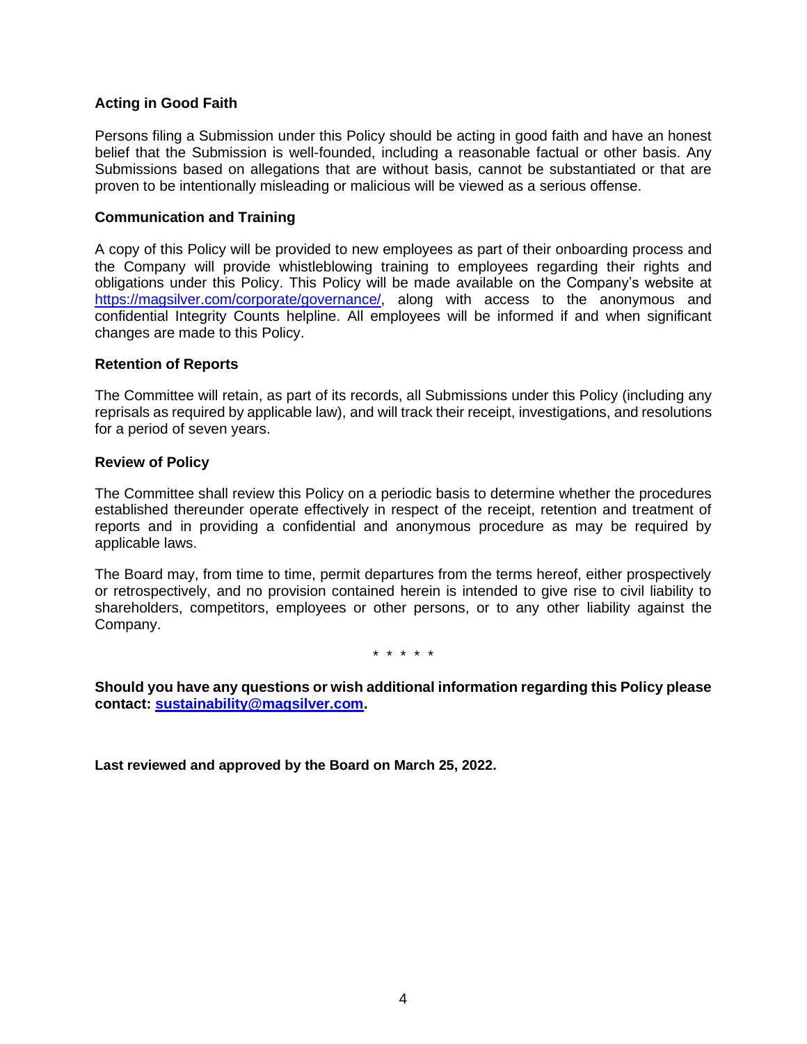### Acting in Good Faith

Persons filing a Submission under this Policy should be acting in good faith and have an honest belief that the Submission is well-founded, including a reasonable factual or other basis. Any Submissions based on allegations that are without basis, cannot be substantiated or that are proven to be intentionally misleading or malicious will be viewed as a serious offense.

### Communication and Training

A copy of this Policy will be provided to new employees as part of their onboarding process and the Company will provide whistleblowing training to employees regarding their rights and obligations under this Policy. This Policy will be made available on the Company's website at [https://magsilver.com/corporate/governance/](https://magsilver.com/corporate/governance/), along with access to the anonymous and confidential Integrity Counts helpline. All employees will be informed if and when significant changes are made to this Policy.

### Retention of Reports

The Committee will retain, as part of its records, all Submissions under this Policy (including any reprisals as required by applicable law), and will track their receipt, investigations, and resolutions for a period of seven years.

### Review of Policy

The Committee shall review this Policy on a periodic basis to determine whether the procedures established thereunder operate effectively in respect of the receipt, retention and treatment of reports and in providing a confidential and anonymous procedure as may be required by applicable laws.

The Board may, from time to time, permit departures from the terms hereof, either prospectively or retrospectively, and no provision contained herein is intended to give rise to civil liability to shareholders, competitors, employees or other persons, or to any other liability against the Company.

\* \* \* \* \*

**Should you have any questions or wish additional information regarding this Policy please contact: [sustainability@magsilver.com](mailto:sustainability@magsilver.com).**

**Last reviewed and approved by the Board on March 25, 2022.**